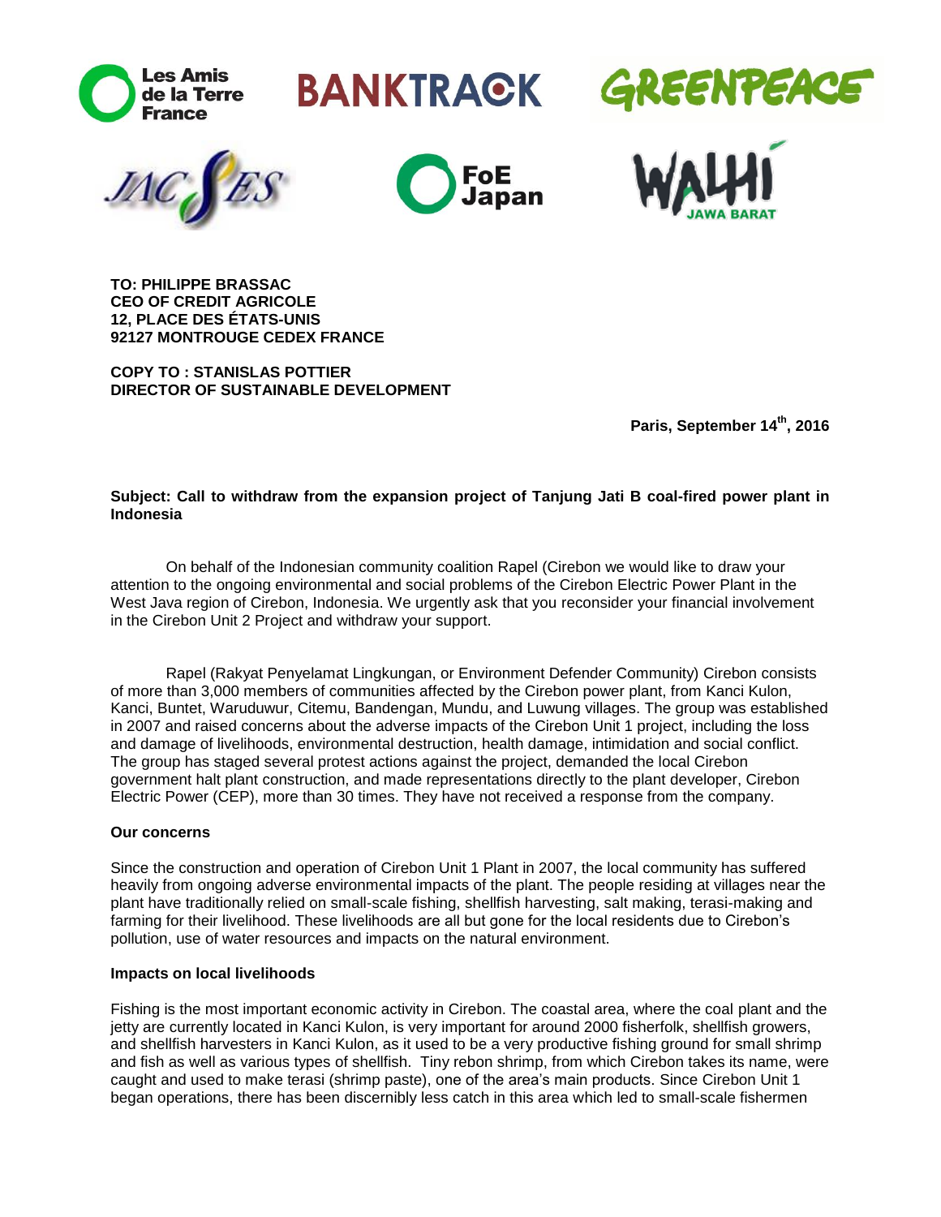Les Amis de la Terre France    BANKTRACK    GREENPEACE

JACSES    FoE Japan    WALHI JAWA BARAT

**TO: PHILIPPE BRASSAC**
**CEO OF CREDIT AGRICOLE**
**12, PLACE DES ÉTATS-UNIS**
**92127 MONTROUGE CEDEX FRANCE**

**COPY TO : STANISLAS POTTIER**
**DIRECTOR OF SUSTAINABLE DEVELOPMENT**

**Paris, September 14th, 2016**

**Subject: Call to withdraw from the expansion project of Tanjung Jati B coal-fired power plant in Indonesia**

On behalf of the Indonesian community coalition Rapel (Cirebon we would like to draw your attention to the ongoing environmental and social problems of the Cirebon Electric Power Plant in the West Java region of Cirebon, Indonesia. We urgently ask that you reconsider your financial involvement in the Cirebon Unit 2 Project and withdraw your support.

Rapel (Rakyat Penyelamat Lingkungan, or Environment Defender Community) Cirebon consists of more than 3,000 members of communities affected by the Cirebon power plant, from Kanci Kulon, Kanci, Buntet, Waruduwur, Citemu, Bandengan, Mundu, and Luwung villages. The group was established in 2007 and raised concerns about the adverse impacts of the Cirebon Unit 1 project, including the loss and damage of livelihoods, environmental destruction, health damage, intimidation and social conflict. The group has staged several protest actions against the project, demanded the local Cirebon government halt plant construction, and made representations directly to the plant developer, Cirebon Electric Power (CEP), more than 30 times. They have not received a response from the company.

**Our concerns**

Since the construction and operation of Cirebon Unit 1 Plant in 2007, the local community has suffered heavily from ongoing adverse environmental impacts of the plant. The people residing at villages near the plant have traditionally relied on small-scale fishing, shellfish harvesting, salt making, terasi-making and farming for their livelihood. These livelihoods are all but gone for the local residents due to Cirebon's pollution, use of water resources and impacts on the natural environment.

**Impacts on local livelihoods**

Fishing is the most important economic activity in Cirebon. The coastal area, where the coal plant and the jetty are currently located in Kanci Kulon, is very important for around 2000 fisherfolk, shellfish growers, and shellfish harvesters in Kanci Kulon, as it used to be a very productive fishing ground for small shrimp and fish as well as various types of shellfish. Tiny rebon shrimp, from which Cirebon takes its name, were caught and used to make terasi (shrimp paste), one of the area's main products. Since Cirebon Unit 1 began operations, there has been discernibly less catch in this area which led to small-scale fishermen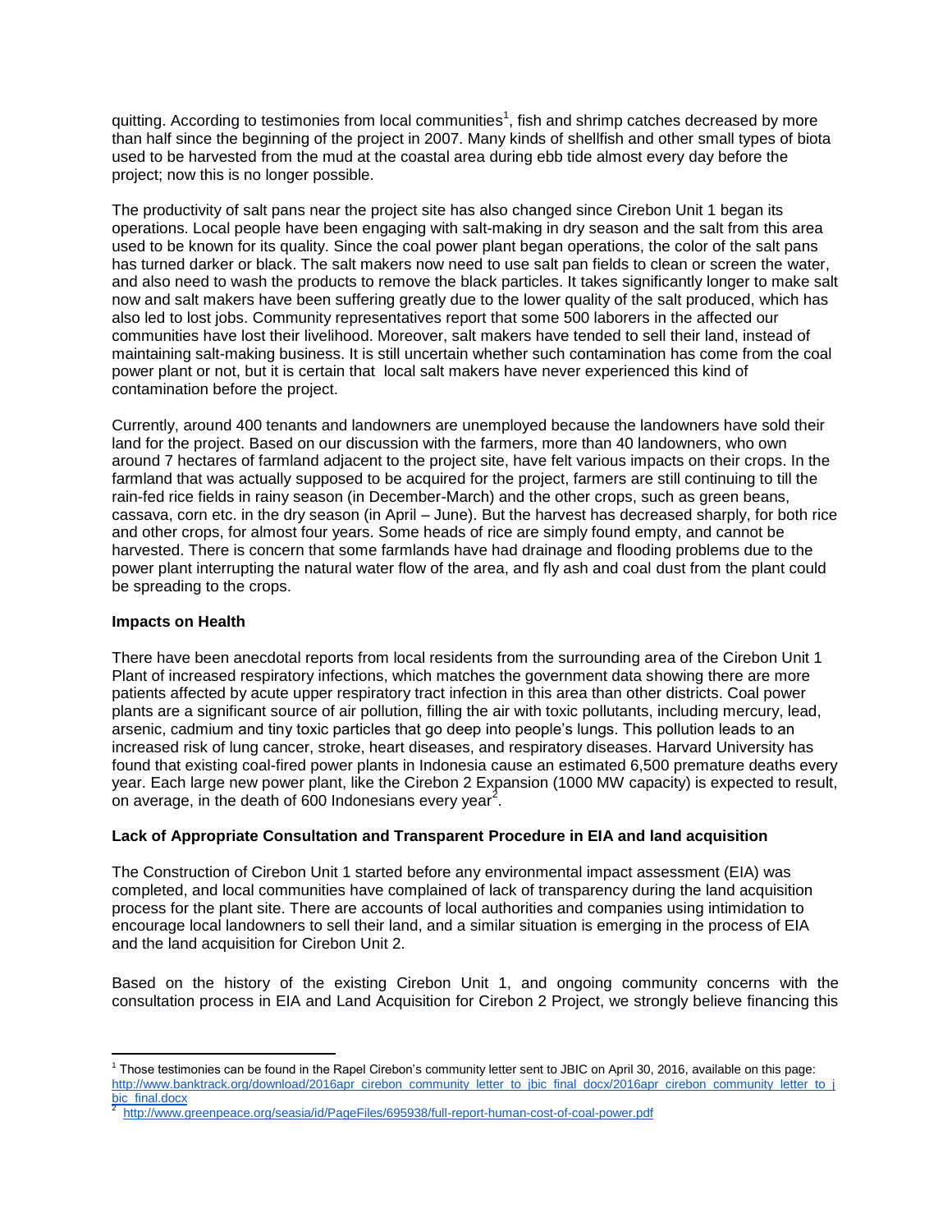quitting. According to testimonies from local communities[1], fish and shrimp catches decreased by more than half since the beginning of the project in 2007. Many kinds of shellfish and other small types of biota used to be harvested from the mud at the coastal area during ebb tide almost every day before the project; now this is no longer possible.

The productivity of salt pans near the project site has also changed since Cirebon Unit 1 began its operations. Local people have been engaging with salt-making in dry season and the salt from this area used to be known for its quality. Since the coal power plant began operations, the color of the salt pans has turned darker or black. The salt makers now need to use salt pan fields to clean or screen the water, and also need to wash the products to remove the black particles. It takes significantly longer to make salt now and salt makers have been suffering greatly due to the lower quality of the salt produced, which has also led to lost jobs. Community representatives report that some 500 laborers in the affected our communities have lost their livelihood. Moreover, salt makers have tended to sell their land, instead of maintaining salt-making business. It is still uncertain whether such contamination has come from the coal power plant or not, but it is certain that local salt makers have never experienced this kind of contamination before the project.

Currently, around 400 tenants and landowners are unemployed because the landowners have sold their land for the project. Based on our discussion with the farmers, more than 40 landowners, who own around 7 hectares of farmland adjacent to the project site, have felt various impacts on their crops. In the farmland that was actually supposed to be acquired for the project, farmers are still continuing to till the rain-fed rice fields in rainy season (in December-March) and the other crops, such as green beans, cassava, corn etc. in the dry season (in April – June). But the harvest has decreased sharply, for both rice and other crops, for almost four years. Some heads of rice are simply found empty, and cannot be harvested. There is concern that some farmlands have had drainage and flooding problems due to the power plant interrupting the natural water flow of the area, and fly ash and coal dust from the plant could be spreading to the crops.

**Impacts on Health**

There have been anecdotal reports from local residents from the surrounding area of the Cirebon Unit 1 Plant of increased respiratory infections, which matches the government data showing there are more patients affected by acute upper respiratory tract infection in this area than other districts. Coal power plants are a significant source of air pollution, filling the air with toxic pollutants, including mercury, lead, arsenic, cadmium and tiny toxic particles that go deep into people's lungs. This pollution leads to an increased risk of lung cancer, stroke, heart diseases, and respiratory diseases. Harvard University has found that existing coal-fired power plants in Indonesia cause an estimated 6,500 premature deaths every year. Each large new power plant, like the Cirebon 2 Expansion (1000 MW capacity) is expected to result, on average, in the death of 600 Indonesians every year[2].

**Lack of Appropriate Consultation and Transparent Procedure in EIA and land acquisition**

The Construction of Cirebon Unit 1 started before any environmental impact assessment (EIA) was completed, and local communities have complained of lack of transparency during the land acquisition process for the plant site. There are accounts of local authorities and companies using intimidation to encourage local landowners to sell their land, and a similar situation is emerging in the process of EIA and the land acquisition for Cirebon Unit 2.

Based on the history of the existing Cirebon Unit 1, and ongoing community concerns with the consultation process in EIA and Land Acquisition for Cirebon 2 Project, we strongly believe financing this

---

[1] Those testimonies can be found in the Rapel Cirebon's community letter sent to JBIC on April 30, 2016, available on this page: http://www.banktrack.org/download/2016apr_cirebon_community_letter_to_jbic_final_docx/2016apr_cirebon_community_letter_to_jbic_final.docx

[2] http://www.greenpeace.org/seasia/id/PageFiles/695938/full-report-human-cost-of-coal-power.pdf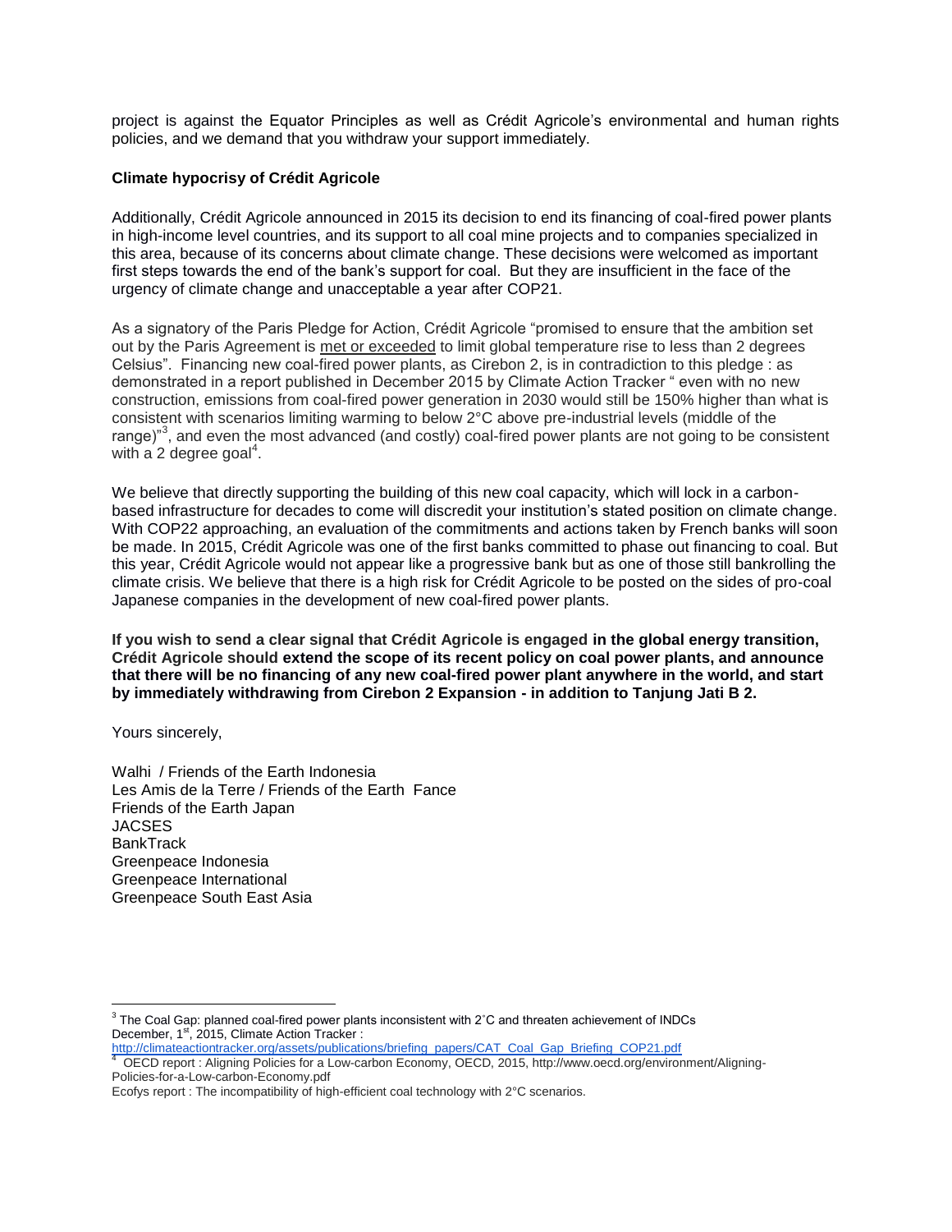project is against the Equator Principles as well as Crédit Agricole's environmental and human rights policies, and we demand that you withdraw your support immediately.

**Climate hypocrisy of Crédit Agricole**

Additionally, Crédit Agricole announced in 2015 its decision to end its financing of coal-fired power plants in high-income level countries, and its support to all coal mine projects and to companies specialized in this area, because of its concerns about climate change. These decisions were welcomed as important first steps towards the end of the bank's support for coal. But they are insufficient in the face of the urgency of climate change and unacceptable a year after COP21.

As a signatory of the Paris Pledge for Action, Crédit Agricole "promised to ensure that the ambition set out by the Paris Agreement is met or exceeded to limit global temperature rise to less than 2 degrees Celsius". Financing new coal-fired power plants, as Cirebon 2, is in contradiction to this pledge : as demonstrated in a report published in December 2015 by Climate Action Tracker " even with no new construction, emissions from coal-fired power generation in 2030 would still be 150% higher than what is consistent with scenarios limiting warming to below 2°C above pre-industrial levels (middle of the range)"[3], and even the most advanced (and costly) coal-fired power plants are not going to be consistent with a 2 degree goal[4].

We believe that directly supporting the building of this new coal capacity, which will lock in a carbon-based infrastructure for decades to come will discredit your institution's stated position on climate change. With COP22 approaching, an evaluation of the commitments and actions taken by French banks will soon be made. In 2015, Crédit Agricole was one of the first banks committed to phase out financing to coal. But this year, Crédit Agricole would not appear like a progressive bank but as one of those still bankrolling the climate crisis. We believe that there is a high risk for Crédit Agricole to be posted on the sides of pro-coal Japanese companies in the development of new coal-fired power plants.

**If you wish to send a clear signal that Crédit Agricole is engaged in the global energy transition, Crédit Agricole should extend the scope of its recent policy on coal power plants, and announce that there will be no financing of any new coal-fired power plant anywhere in the world, and start by immediately withdrawing from Cirebon 2 Expansion - in addition to Tanjung Jati B 2.**

Yours sincerely,

Walhi / Friends of the Earth Indonesia
Les Amis de la Terre / Friends of the Earth Fance
Friends of the Earth Japan
JACSES
BankTrack
Greenpeace Indonesia
Greenpeace International
Greenpeace South East Asia

---

[3] The Coal Gap: planned coal-fired power plants inconsistent with 2˚C and threaten achievement of INDCs December, 1st, 2015, Climate Action Tracker : http://climateactiontracker.org/assets/publications/briefing_papers/CAT_Coal_Gap_Briefing_COP21.pdf

[4] OECD report : Aligning Policies for a Low-carbon Economy, OECD, 2015, http://www.oecd.org/environment/Aligning-Policies-for-a-Low-carbon-Economy.pdf

Ecofys report : The incompatibility of high-efficient coal technology with 2°C scenarios.